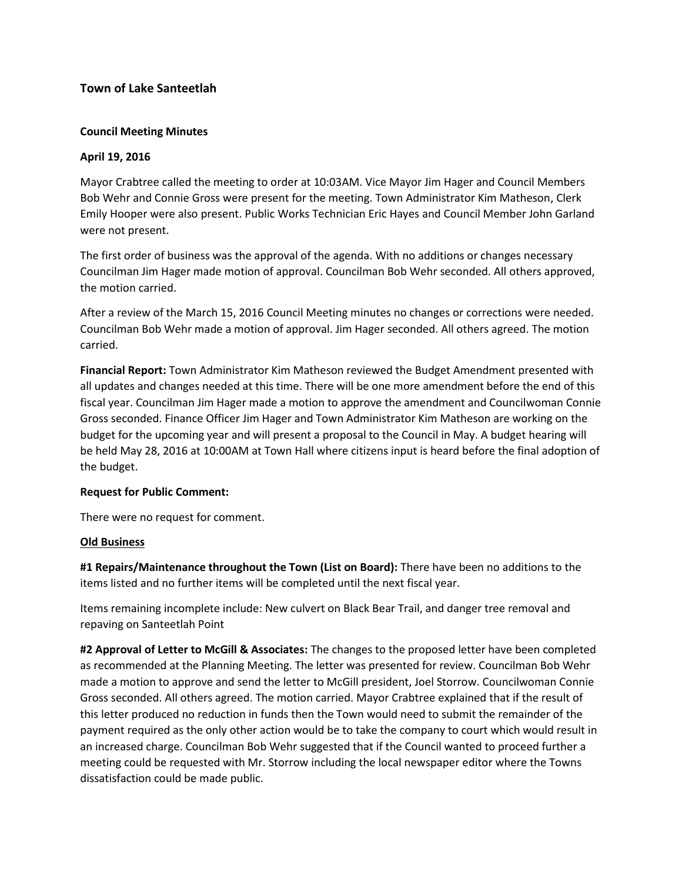### Town of Lake Santeetlah

**Council Meeting Minutes**

**April 19, 2016**

Mayor Crabtree called the meeting to order at 10:03AM. Vice Mayor Jim Hager and Council Members Bob Wehr and Connie Gross were present for the meeting. Town Administrator Kim Matheson, Clerk Emily Hooper were also present. Public Works Technician Eric Hayes and Council Member John Garland were not present.

The first order of business was the approval of the agenda. With no additions or changes necessary Councilman Jim Hager made motion of approval. Councilman Bob Wehr seconded. All others approved, the motion carried.

After a review of the March 15, 2016 Council Meeting minutes no changes or corrections were needed. Councilman Bob Wehr made a motion of approval. Jim Hager seconded. All others agreed. The motion carried.

**Financial Report:** Town Administrator Kim Matheson reviewed the Budget Amendment presented with all updates and changes needed at this time. There will be one more amendment before the end of this fiscal year. Councilman Jim Hager made a motion to approve the amendment and Councilwoman Connie Gross seconded. Finance Officer Jim Hager and Town Administrator Kim Matheson are working on the budget for the upcoming year and will present a proposal to the Council in May. A budget hearing will be held May 28, 2016 at 10:00AM at Town Hall where citizens input is heard before the final adoption of the budget.

**Request for Public Comment:**

There were no request for comment.

**<u>Old Business</u>**

**#1 Repairs/Maintenance throughout the Town (List on Board):** There have been no additions to the items listed and no further items will be completed until the next fiscal year.

Items remaining incomplete include: New culvert on Black Bear Trail, and danger tree removal and repaving on Santeetlah Point

**#2 Approval of Letter to McGill & Associates:** The changes to the proposed letter have been completed as recommended at the Planning Meeting. The letter was presented for review. Councilman Bob Wehr made a motion to approve and send the letter to McGill president, Joel Storrow. Councilwoman Connie Gross seconded. All others agreed. The motion carried. Mayor Crabtree explained that if the result of this letter produced no reduction in funds then the Town would need to submit the remainder of the payment required as the only other action would be to take the company to court which would result in an increased charge. Councilman Bob Wehr suggested that if the Council wanted to proceed further a meeting could be requested with Mr. Storrow including the local newspaper editor where the Towns dissatisfaction could be made public.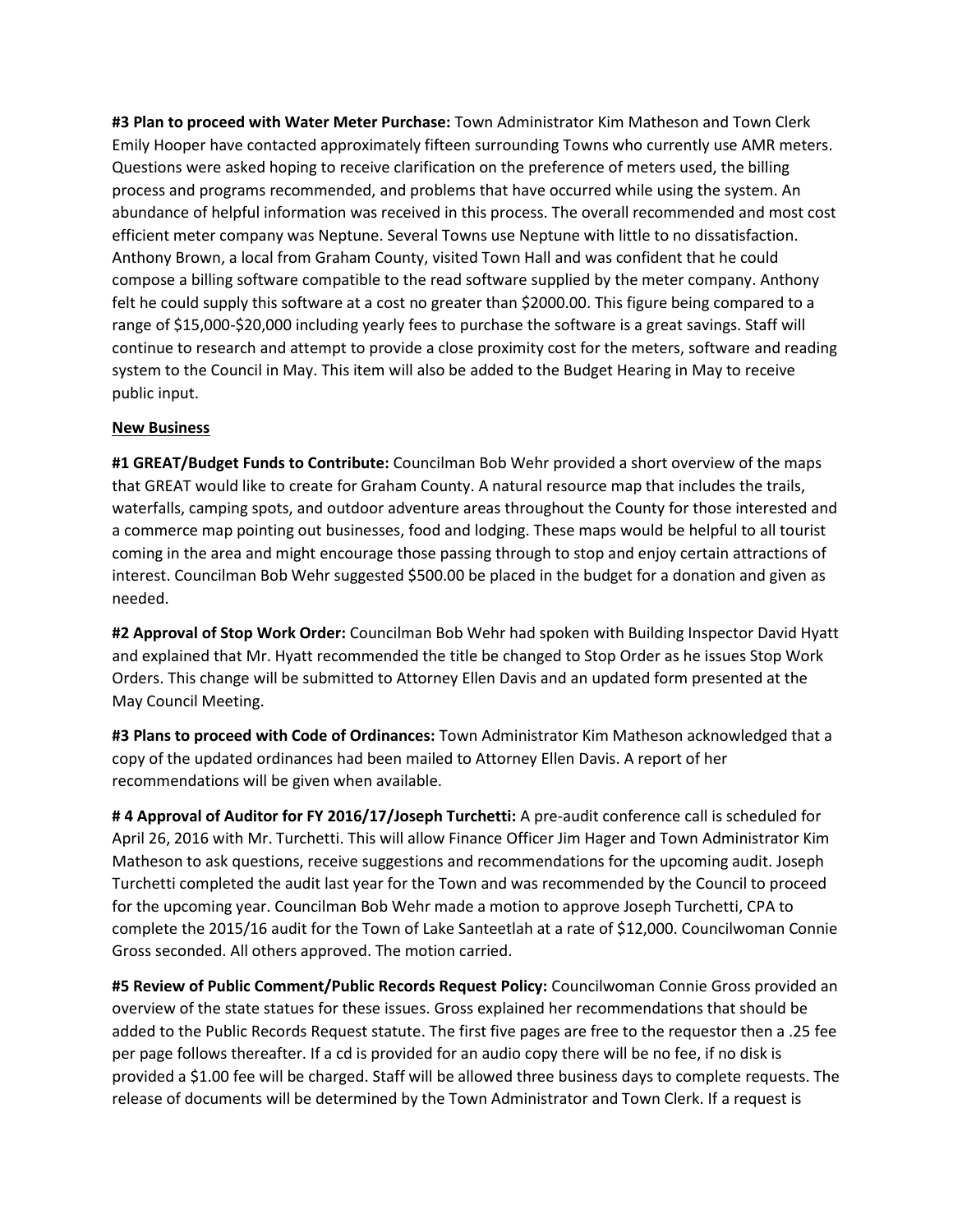**#3 Plan to proceed with Water Meter Purchase:** Town Administrator Kim Matheson and Town Clerk Emily Hooper have contacted approximately fifteen surrounding Towns who currently use AMR meters. Questions were asked hoping to receive clarification on the preference of meters used, the billing process and programs recommended, and problems that have occurred while using the system. An abundance of helpful information was received in this process. The overall recommended and most cost efficient meter company was Neptune. Several Towns use Neptune with little to no dissatisfaction. Anthony Brown, a local from Graham County, visited Town Hall and was confident that he could compose a billing software compatible to the read software supplied by the meter company. Anthony felt he could supply this software at a cost no greater than $2000.00. This figure being compared to a range of $15,000-$20,000 including yearly fees to purchase the software is a great savings. Staff will continue to research and attempt to provide a close proximity cost for the meters, software and reading system to the Council in May. This item will also be added to the Budget Hearing in May to receive public input.

<u>**New Business**</u>

**#1 GREAT/Budget Funds to Contribute:** Councilman Bob Wehr provided a short overview of the maps that GREAT would like to create for Graham County. A natural resource map that includes the trails, waterfalls, camping spots, and outdoor adventure areas throughout the County for those interested and a commerce map pointing out businesses, food and lodging. These maps would be helpful to all tourist coming in the area and might encourage those passing through to stop and enjoy certain attractions of interest. Councilman Bob Wehr suggested $500.00 be placed in the budget for a donation and given as needed.

**#2 Approval of Stop Work Order:** Councilman Bob Wehr had spoken with Building Inspector David Hyatt and explained that Mr. Hyatt recommended the title be changed to Stop Order as he issues Stop Work Orders. This change will be submitted to Attorney Ellen Davis and an updated form presented at the May Council Meeting.

**#3 Plans to proceed with Code of Ordinances:** Town Administrator Kim Matheson acknowledged that a copy of the updated ordinances had been mailed to Attorney Ellen Davis. A report of her recommendations will be given when available.

**# 4 Approval of Auditor for FY 2016/17/Joseph Turchetti:** A pre-audit conference call is scheduled for April 26, 2016 with Mr. Turchetti. This will allow Finance Officer Jim Hager and Town Administrator Kim Matheson to ask questions, receive suggestions and recommendations for the upcoming audit. Joseph Turchetti completed the audit last year for the Town and was recommended by the Council to proceed for the upcoming year. Councilman Bob Wehr made a motion to approve Joseph Turchetti, CPA to complete the 2015/16 audit for the Town of Lake Santeetlah at a rate of $12,000. Councilwoman Connie Gross seconded. All others approved. The motion carried.

**#5 Review of Public Comment/Public Records Request Policy:** Councilwoman Connie Gross provided an overview of the state statues for these issues. Gross explained her recommendations that should be added to the Public Records Request statute. The first five pages are free to the requestor then a .25 fee per page follows thereafter. If a cd is provided for an audio copy there will be no fee, if no disk is provided a $1.00 fee will be charged. Staff will be allowed three business days to complete requests. The release of documents will be determined by the Town Administrator and Town Clerk. If a request is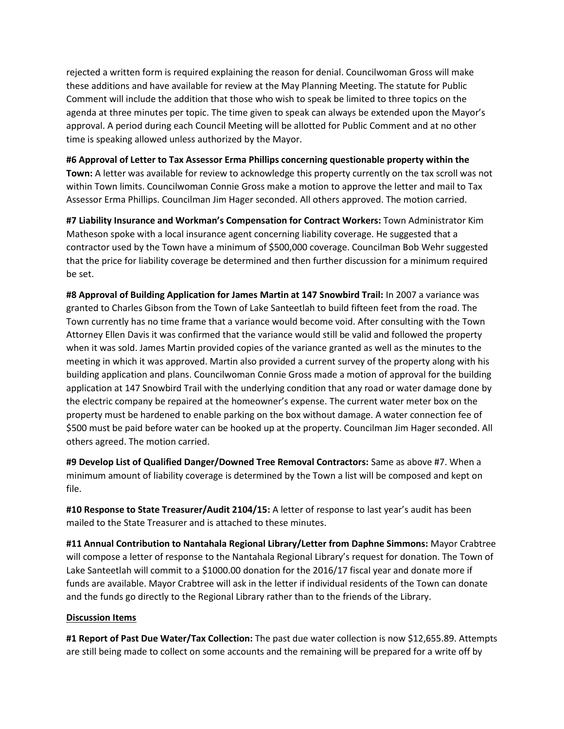rejected a written form is required explaining the reason for denial. Councilwoman Gross will make these additions and have available for review at the May Planning Meeting. The statute for Public Comment will include the addition that those who wish to speak be limited to three topics on the agenda at three minutes per topic. The time given to speak can always be extended upon the Mayor's approval. A period during each Council Meeting will be allotted for Public Comment and at no other time is speaking allowed unless authorized by the Mayor.

**#6 Approval of Letter to Tax Assessor Erma Phillips concerning questionable property within the Town:** A letter was available for review to acknowledge this property currently on the tax scroll was not within Town limits. Councilwoman Connie Gross make a motion to approve the letter and mail to Tax Assessor Erma Phillips. Councilman Jim Hager seconded. All others approved. The motion carried.

**#7 Liability Insurance and Workman's Compensation for Contract Workers:** Town Administrator Kim Matheson spoke with a local insurance agent concerning liability coverage. He suggested that a contractor used by the Town have a minimum of $500,000 coverage. Councilman Bob Wehr suggested that the price for liability coverage be determined and then further discussion for a minimum required be set.

**#8 Approval of Building Application for James Martin at 147 Snowbird Trail:** In 2007 a variance was granted to Charles Gibson from the Town of Lake Santeetlah to build fifteen feet from the road. The Town currently has no time frame that a variance would become void. After consulting with the Town Attorney Ellen Davis it was confirmed that the variance would still be valid and followed the property when it was sold. James Martin provided copies of the variance granted as well as the minutes to the meeting in which it was approved. Martin also provided a current survey of the property along with his building application and plans. Councilwoman Connie Gross made a motion of approval for the building application at 147 Snowbird Trail with the underlying condition that any road or water damage done by the electric company be repaired at the homeowner's expense. The current water meter box on the property must be hardened to enable parking on the box without damage. A water connection fee of $500 must be paid before water can be hooked up at the property. Councilman Jim Hager seconded. All others agreed. The motion carried.

**#9 Develop List of Qualified Danger/Downed Tree Removal Contractors:** Same as above #7. When a minimum amount of liability coverage is determined by the Town a list will be composed and kept on file.

**#10 Response to State Treasurer/Audit 2104/15:** A letter of response to last year's audit has been mailed to the State Treasurer and is attached to these minutes.

**#11 Annual Contribution to Nantahala Regional Library/Letter from Daphne Simmons:** Mayor Crabtree will compose a letter of response to the Nantahala Regional Library's request for donation. The Town of Lake Santeetlah will commit to a $1000.00 donation for the 2016/17 fiscal year and donate more if funds are available. Mayor Crabtree will ask in the letter if individual residents of the Town can donate and the funds go directly to the Regional Library rather than to the friends of the Library.

**Discussion Items**

**#1 Report of Past Due Water/Tax Collection:** The past due water collection is now $12,655.89. Attempts are still being made to collect on some accounts and the remaining will be prepared for a write off by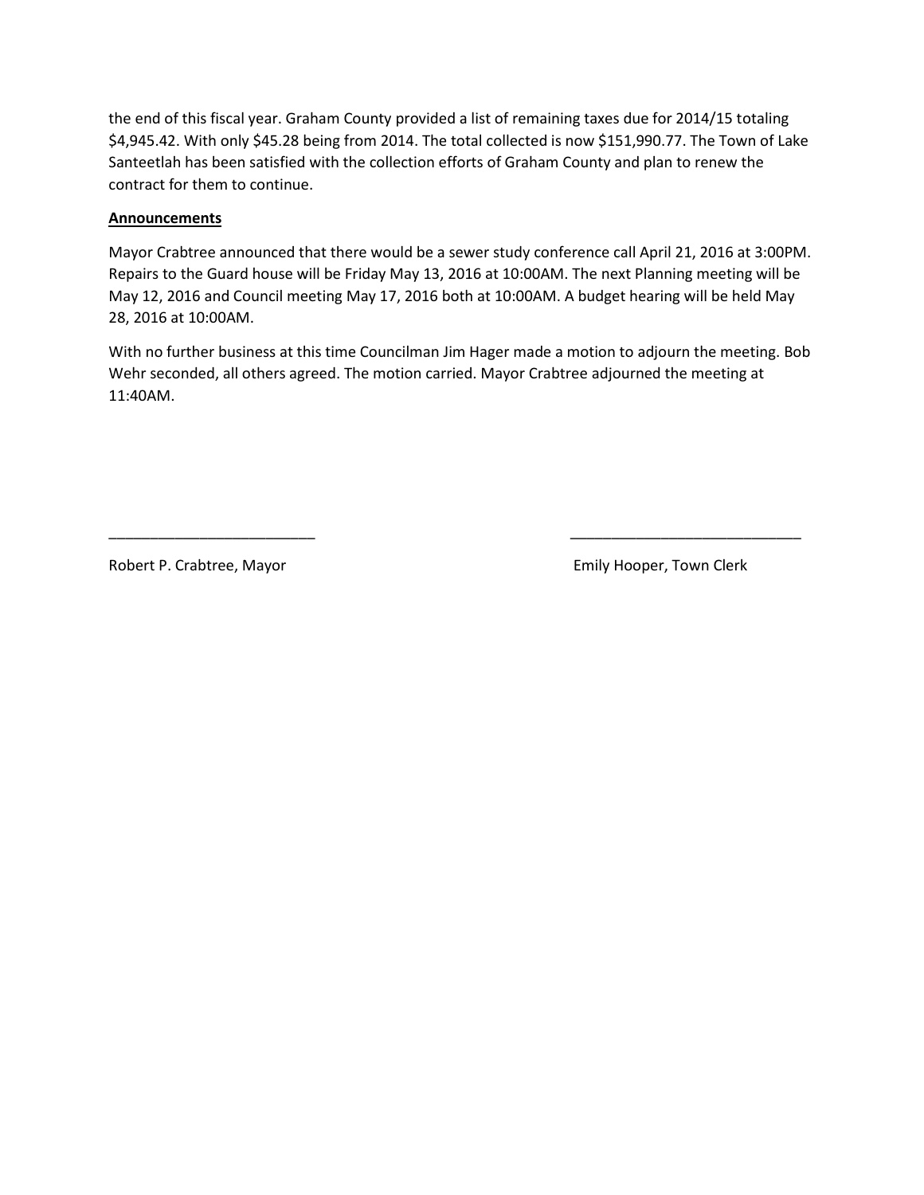the end of this fiscal year. Graham County provided a list of remaining taxes due for 2014/15 totaling $4,945.42. With only $45.28 being from 2014. The total collected is now $151,990.77. The Town of Lake Santeetlah has been satisfied with the collection efforts of Graham County and plan to renew the contract for them to continue.

**Announcements**

Mayor Crabtree announced that there would be a sewer study conference call April 21, 2016 at 3:00PM. Repairs to the Guard house will be Friday May 13, 2016 at 10:00AM. The next Planning meeting will be May 12, 2016 and Council meeting May 17, 2016 both at 10:00AM. A budget hearing will be held May 28, 2016 at 10:00AM.

With no further business at this time Councilman Jim Hager made a motion to adjourn the meeting. Bob Wehr seconded, all others agreed. The motion carried. Mayor Crabtree adjourned the meeting at 11:40AM.

_________________________                    ____________________________

Robert P. Crabtree, Mayor                    Emily Hooper, Town Clerk